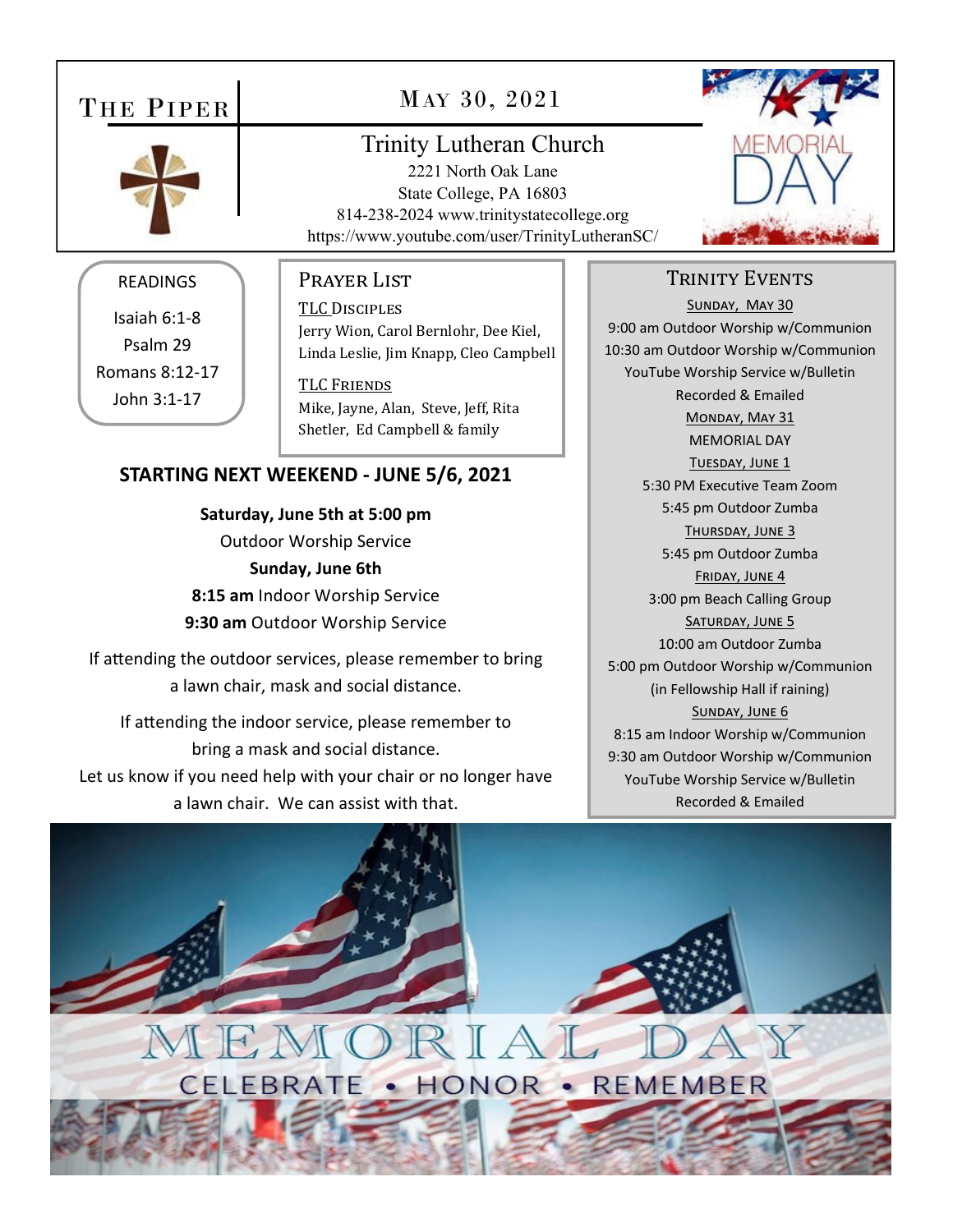# THE PIPER

## MAY 30, 2021

### Trinity Lutheran Church

2221 North Oak Lane
State College, PA 16803
814-238-2024 www.trinitystatecollege.org
https://www.youtube.com/user/TrinityLutheranSC/

MEMORIAL DAY

### READINGS

Isaiah 6:1-8
Psalm 29
Romans 8:12-17
John 3:1-17

### PRAYER LIST

TLC DISCIPLES
Jerry Wion, Carol Bernlohr, Dee Kiel, Linda Leslie, Jim Knapp, Cleo Campbell

TLC FRIENDS
Mike, Jayne, Alan, Steve, Jeff, Rita Shetler, Ed Campbell & family

### STARTING NEXT WEEKEND - JUNE 5/6, 2021

**Saturday, June 5th at 5:00 pm**
Outdoor Worship Service

**Sunday, June 6th**
**8:15 am** Indoor Worship Service
**9:30 am** Outdoor Worship Service

If attending the outdoor services, please remember to bring a lawn chair, mask and social distance.

If attending the indoor service, please remember to bring a mask and social distance.
Let us know if you need help with your chair or no longer have a lawn chair. We can assist with that.

### TRINITY EVENTS

SUNDAY, MAY 30
9:00 am Outdoor Worship w/Communion
10:30 am Outdoor Worship w/Communion
YouTube Worship Service w/Bulletin
Recorded & Emailed

MONDAY, MAY 31
MEMORIAL DAY

TUESDAY, JUNE 1
5:30 PM Executive Team Zoom
5:45 pm Outdoor Zumba

THURSDAY, JUNE 3
5:45 pm Outdoor Zumba

FRIDAY, JUNE 4
3:00 pm Beach Calling Group

SATURDAY, JUNE 5
10:00 am Outdoor Zumba
5:00 pm Outdoor Worship w/Communion
(in Fellowship Hall if raining)

SUNDAY, JUNE 6
8:15 am Indoor Worship w/Communion
9:30 am Outdoor Worship w/Communion
YouTube Worship Service w/Bulletin
Recorded & Emailed

MEMORIAL DAY
CELEBRATE • HONOR • REMEMBER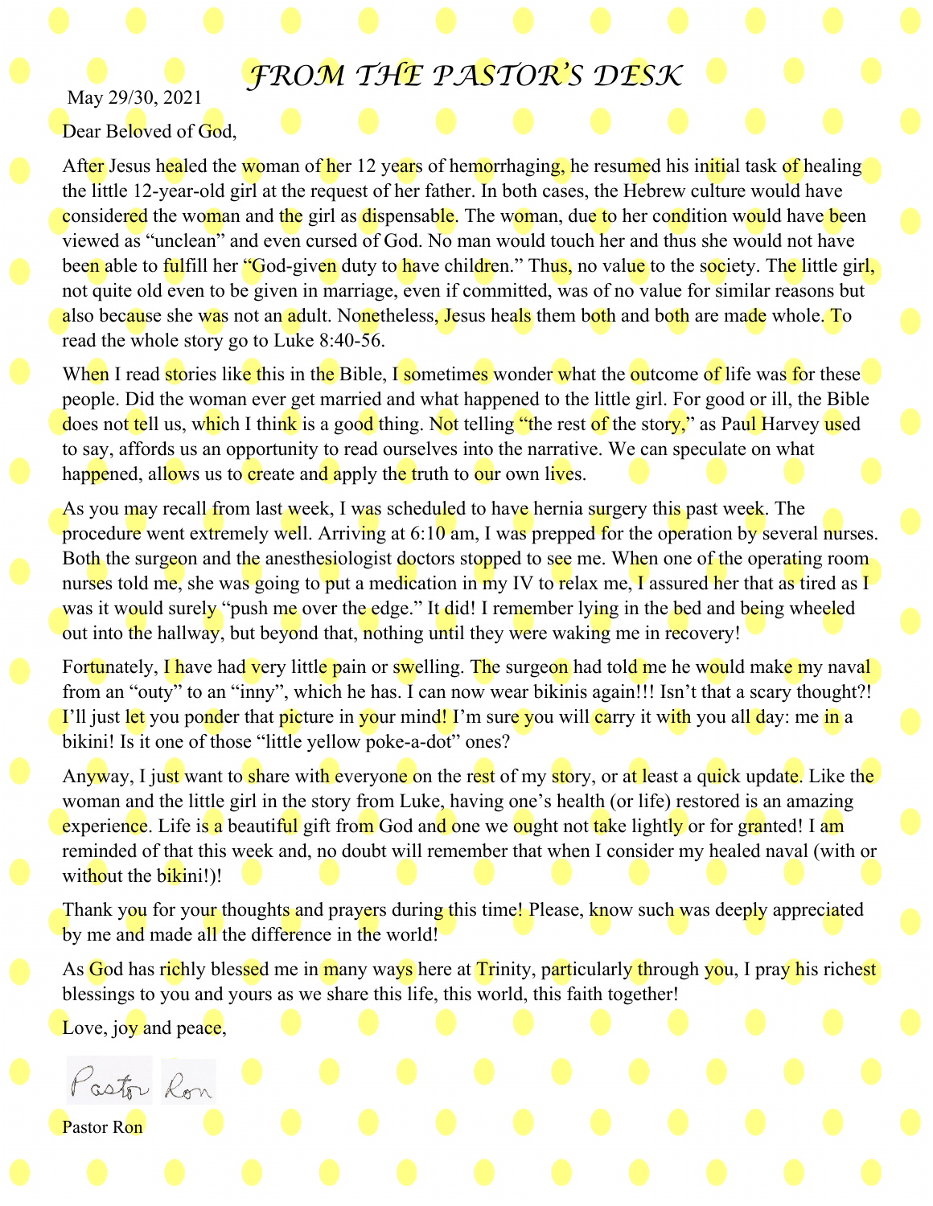# *FROM THE PASTOR'S DESK*

May 29/30, 2021

Dear Beloved of God,

After Jesus healed the woman of her 12 years of hemorrhaging, he resumed his initial task of healing the little 12-year-old girl at the request of her father. In both cases, the Hebrew culture would have considered the woman and the girl as dispensable. The woman, due to her condition would have been viewed as "unclean" and even cursed of God. No man would touch her and thus she would not have been able to fulfill her "God-given duty to have children." Thus, no value to the society. The little girl, not quite old even to be given in marriage, even if committed, was of no value for similar reasons but also because she was not an adult. Nonetheless, Jesus heals them both and both are made whole. To read the whole story go to Luke 8:40-56.

When I read stories like this in the Bible, I sometimes wonder what the outcome of life was for these people. Did the woman ever get married and what happened to the little girl. For good or ill, the Bible does not tell us, which I think is a good thing. Not telling "the rest of the story," as Paul Harvey used to say, affords us an opportunity to read ourselves into the narrative. We can speculate on what happened, allows us to create and apply the truth to our own lives.

As you may recall from last week, I was scheduled to have hernia surgery this past week. The procedure went extremely well. Arriving at 6:10 am, I was prepped for the operation by several nurses. Both the surgeon and the anesthesiologist doctors stopped to see me. When one of the operating room nurses told me, she was going to put a medication in my IV to relax me, I assured her that as tired as I was it would surely "push me over the edge." It did! I remember lying in the bed and being wheeled out into the hallway, but beyond that, nothing until they were waking me in recovery!

Fortunately, I have had very little pain or swelling. The surgeon had told me he would make my naval from an "outy" to an "inny", which he has. I can now wear bikinis again!!! Isn't that a scary thought?! I'll just let you ponder that picture in your mind! I'm sure you will carry it with you all day: me in a bikini! Is it one of those "little yellow poke-a-dot" ones?

Anyway, I just want to share with everyone on the rest of my story, or at least a quick update. Like the woman and the little girl in the story from Luke, having one's health (or life) restored is an amazing experience. Life is a beautiful gift from God and one we ought not take lightly or for granted! I am reminded of that this week and, no doubt will remember that when I consider my healed naval (with or without the bikini!)!

Thank you for your thoughts and prayers during this time! Please, know such was deeply appreciated by me and made all the difference in the world!

As God has richly blessed me in many ways here at Trinity, particularly through you, I pray his richest blessings to you and yours as we share this life, this world, this faith together!

Love, joy and peace,

Pastor Ron

Pastor Ron